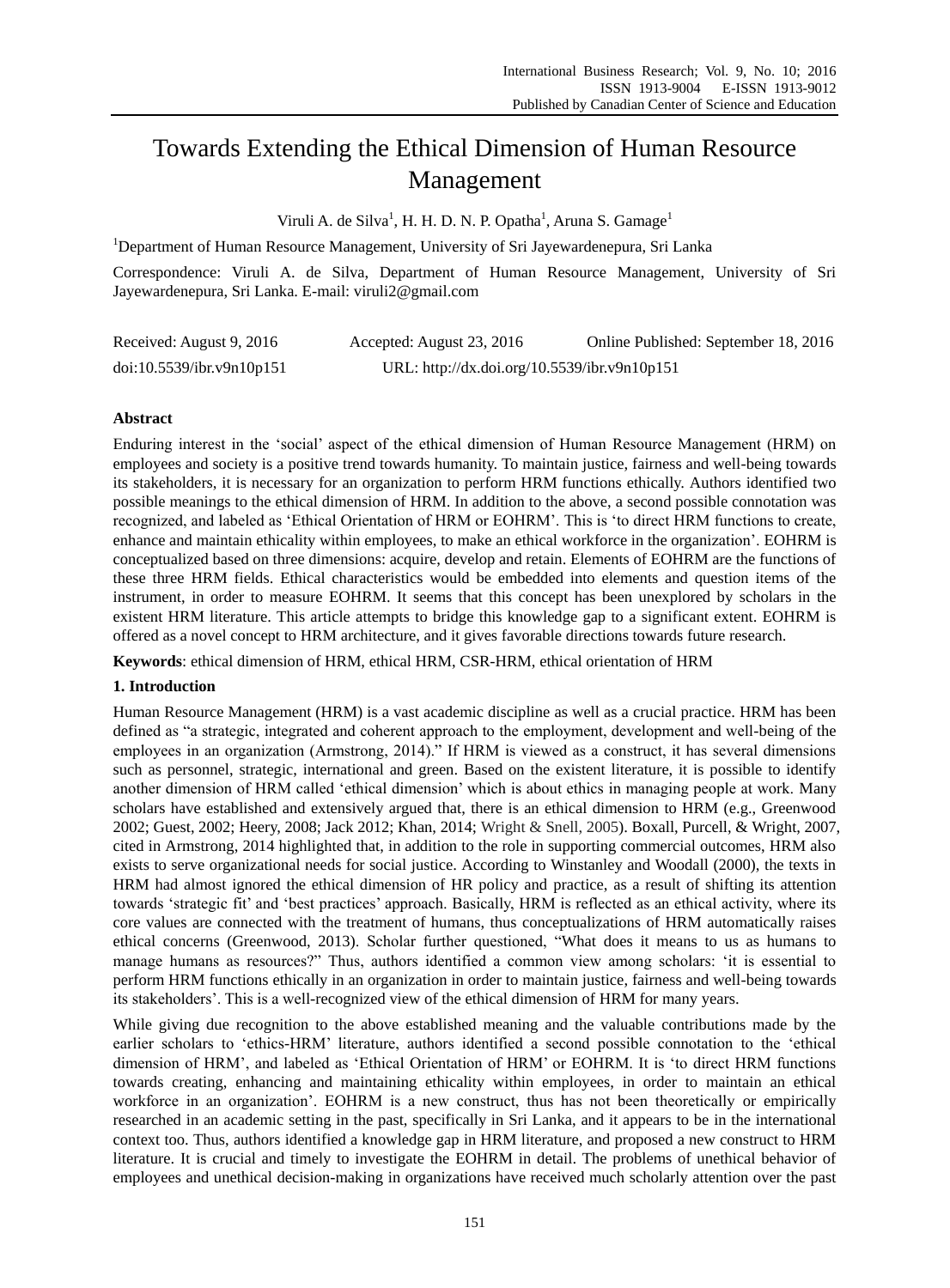# Towards Extending the Ethical Dimension of Human Resource Management

Viruli A. de Silva[1], H. H. D. N. P. Opatha[1], Aruna S. Gamage[1]

[1]Department of Human Resource Management, University of Sri Jayewardenepura, Sri Lanka

Correspondence: Viruli A. de Silva, Department of Human Resource Management, University of Sri Jayewardenepura, Sri Lanka. E-mail: viruli2@gmail.com

Received: August 9, 2016 Accepted: August 23, 2016 Online Published: September 18, 2016

doi:10.5539/ibr.v9n10p151 URL: http://dx.doi.org/10.5539/ibr.v9n10p151

## Abstract

Enduring interest in the 'social' aspect of the ethical dimension of Human Resource Management (HRM) on employees and society is a positive trend towards humanity. To maintain justice, fairness and well-being towards its stakeholders, it is necessary for an organization to perform HRM functions ethically. Authors identified two possible meanings to the ethical dimension of HRM. In addition to the above, a second possible connotation was recognized, and labeled as 'Ethical Orientation of HRM or EOHRM'. This is 'to direct HRM functions to create, enhance and maintain ethicality within employees, to make an ethical workforce in the organization'. EOHRM is conceptualized based on three dimensions: acquire, develop and retain. Elements of EOHRM are the functions of these three HRM fields. Ethical characteristics would be embedded into elements and question items of the instrument, in order to measure EOHRM. It seems that this concept has been unexplored by scholars in the existent HRM literature. This article attempts to bridge this knowledge gap to a significant extent. EOHRM is offered as a novel concept to HRM architecture, and it gives favorable directions towards future research.

**Keywords**: ethical dimension of HRM, ethical HRM, CSR-HRM, ethical orientation of HRM

## 1. Introduction

Human Resource Management (HRM) is a vast academic discipline as well as a crucial practice. HRM has been defined as "a strategic, integrated and coherent approach to the employment, development and well-being of the employees in an organization (Armstrong, 2014)." If HRM is viewed as a construct, it has several dimensions such as personnel, strategic, international and green. Based on the existent literature, it is possible to identify another dimension of HRM called 'ethical dimension' which is about ethics in managing people at work. Many scholars have established and extensively argued that, there is an ethical dimension to HRM (e.g., Greenwood 2002; Guest, 2002; Heery, 2008; Jack 2012; Khan, 2014; Wright & Snell, 2005). Boxall, Purcell, & Wright, 2007, cited in Armstrong, 2014 highlighted that, in addition to the role in supporting commercial outcomes, HRM also exists to serve organizational needs for social justice. According to Winstanley and Woodall (2000), the texts in HRM had almost ignored the ethical dimension of HR policy and practice, as a result of shifting its attention towards 'strategic fit' and 'best practices' approach. Basically, HRM is reflected as an ethical activity, where its core values are connected with the treatment of humans, thus conceptualizations of HRM automatically raises ethical concerns (Greenwood, 2013). Scholar further questioned, "What does it means to us as humans to manage humans as resources?" Thus, authors identified a common view among scholars: 'it is essential to perform HRM functions ethically in an organization in order to maintain justice, fairness and well-being towards its stakeholders'. This is a well-recognized view of the ethical dimension of HRM for many years.

While giving due recognition to the above established meaning and the valuable contributions made by the earlier scholars to 'ethics-HRM' literature, authors identified a second possible connotation to the 'ethical dimension of HRM', and labeled as 'Ethical Orientation of HRM' or EOHRM. It is 'to direct HRM functions towards creating, enhancing and maintaining ethicality within employees, in order to maintain an ethical workforce in an organization'. EOHRM is a new construct, thus has not been theoretically or empirically researched in an academic setting in the past, specifically in Sri Lanka, and it appears to be in the international context too. Thus, authors identified a knowledge gap in HRM literature, and proposed a new construct to HRM literature. It is crucial and timely to investigate the EOHRM in detail. The problems of unethical behavior of employees and unethical decision-making in organizations have received much scholarly attention over the past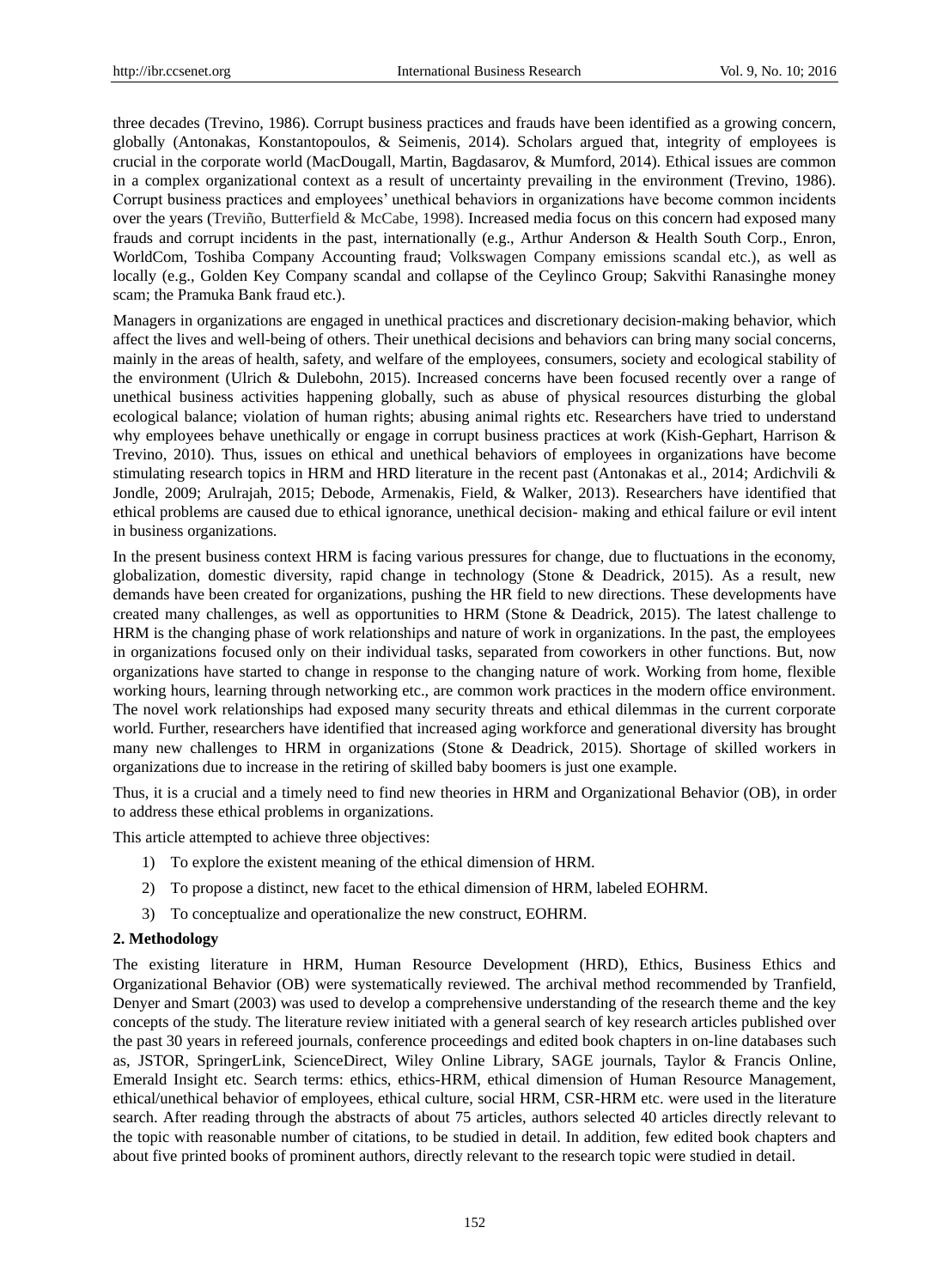three decades (Trevino, 1986). Corrupt business practices and frauds have been identified as a growing concern, globally (Antonakas, Konstantopoulos, & Seimenis, 2014). Scholars argued that, integrity of employees is crucial in the corporate world (MacDougall, Martin, Bagdasarov, & Mumford, 2014). Ethical issues are common in a complex organizational context as a result of uncertainty prevailing in the environment (Trevino, 1986). Corrupt business practices and employees' unethical behaviors in organizations have become common incidents over the years (Treviño, Butterfield & McCabe, 1998). Increased media focus on this concern had exposed many frauds and corrupt incidents in the past, internationally (e.g., Arthur Anderson & Health South Corp., Enron, WorldCom, Toshiba Company Accounting fraud; Volkswagen Company emissions scandal etc.), as well as locally (e.g., Golden Key Company scandal and collapse of the Ceylinco Group; Sakvithi Ranasinghe money scam; the Pramuka Bank fraud etc.).

Managers in organizations are engaged in unethical practices and discretionary decision-making behavior, which affect the lives and well-being of others. Their unethical decisions and behaviors can bring many social concerns, mainly in the areas of health, safety, and welfare of the employees, consumers, society and ecological stability of the environment (Ulrich & Dulebohn, 2015). Increased concerns have been focused recently over a range of unethical business activities happening globally, such as abuse of physical resources disturbing the global ecological balance; violation of human rights; abusing animal rights etc. Researchers have tried to understand why employees behave unethically or engage in corrupt business practices at work (Kish-Gephart, Harrison & Trevino, 2010). Thus, issues on ethical and unethical behaviors of employees in organizations have become stimulating research topics in HRM and HRD literature in the recent past (Antonakas et al., 2014; Ardichvili & Jondle, 2009; Arulrajah, 2015; Debode, Armenakis, Field, & Walker, 2013). Researchers have identified that ethical problems are caused due to ethical ignorance, unethical decision- making and ethical failure or evil intent in business organizations.

In the present business context HRM is facing various pressures for change, due to fluctuations in the economy, globalization, domestic diversity, rapid change in technology (Stone & Deadrick, 2015). As a result, new demands have been created for organizations, pushing the HR field to new directions. These developments have created many challenges, as well as opportunities to HRM (Stone & Deadrick, 2015). The latest challenge to HRM is the changing phase of work relationships and nature of work in organizations. In the past, the employees in organizations focused only on their individual tasks, separated from coworkers in other functions. But, now organizations have started to change in response to the changing nature of work. Working from home, flexible working hours, learning through networking etc., are common work practices in the modern office environment. The novel work relationships had exposed many security threats and ethical dilemmas in the current corporate world. Further, researchers have identified that increased aging workforce and generational diversity has brought many new challenges to HRM in organizations (Stone & Deadrick, 2015). Shortage of skilled workers in organizations due to increase in the retiring of skilled baby boomers is just one example.

Thus, it is a crucial and a timely need to find new theories in HRM and Organizational Behavior (OB), in order to address these ethical problems in organizations.

This article attempted to achieve three objectives:

1) To explore the existent meaning of the ethical dimension of HRM.
2) To propose a distinct, new facet to the ethical dimension of HRM, labeled EOHRM.
3) To conceptualize and operationalize the new construct, EOHRM.

## 2. Methodology

The existing literature in HRM, Human Resource Development (HRD), Ethics, Business Ethics and Organizational Behavior (OB) were systematically reviewed. The archival method recommended by Tranfield, Denyer and Smart (2003) was used to develop a comprehensive understanding of the research theme and the key concepts of the study. The literature review initiated with a general search of key research articles published over the past 30 years in refereed journals, conference proceedings and edited book chapters in on-line databases such as, JSTOR, SpringerLink, ScienceDirect, Wiley Online Library, SAGE journals, Taylor & Francis Online, Emerald Insight etc. Search terms: ethics, ethics-HRM, ethical dimension of Human Resource Management, ethical/unethical behavior of employees, ethical culture, social HRM, CSR-HRM etc. were used in the literature search. After reading through the abstracts of about 75 articles, authors selected 40 articles directly relevant to the topic with reasonable number of citations, to be studied in detail. In addition, few edited book chapters and about five printed books of prominent authors, directly relevant to the research topic were studied in detail.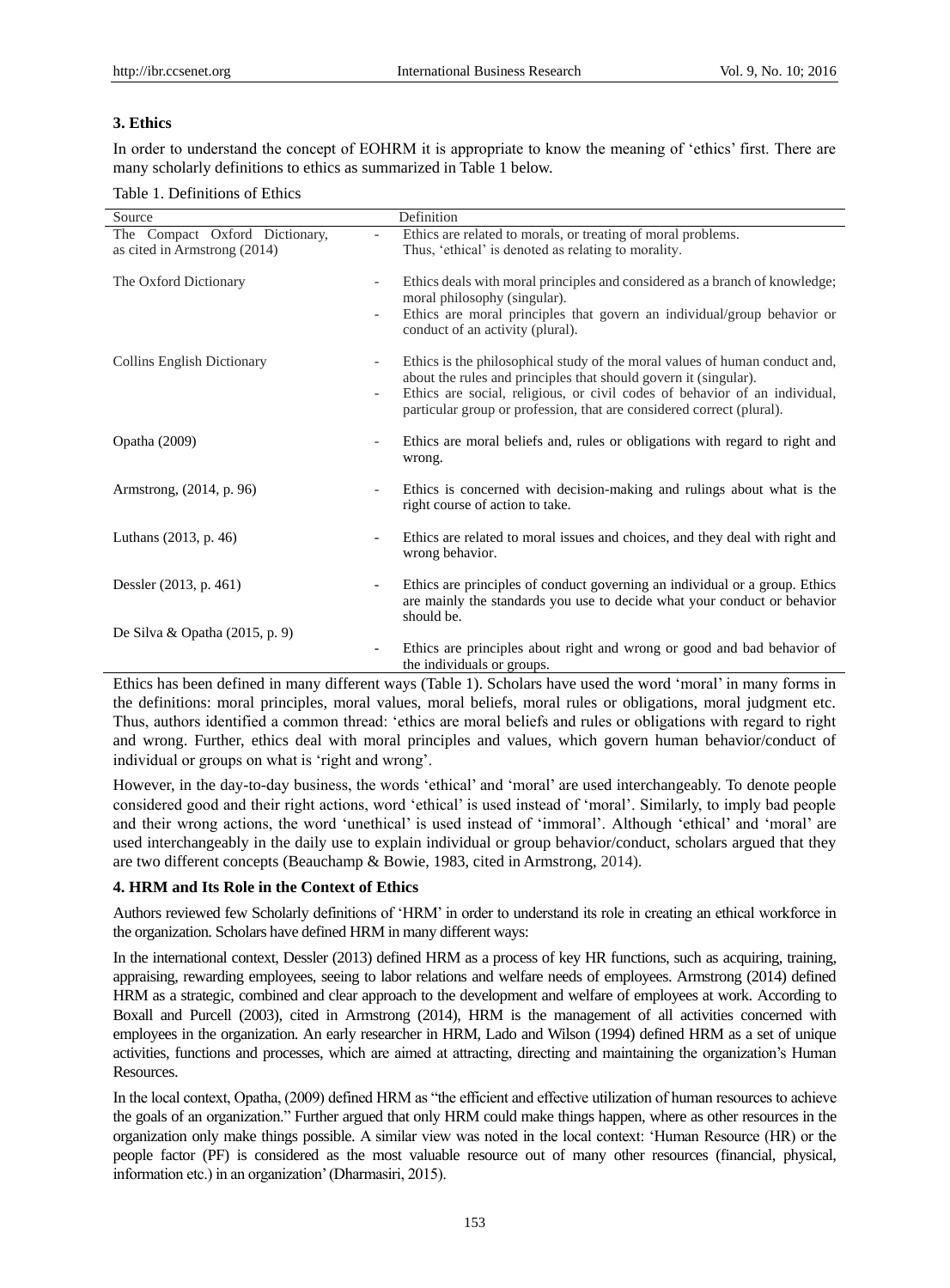## 3. Ethics

In order to understand the concept of EOHRM it is appropriate to know the meaning of 'ethics' first. There are many scholarly definitions to ethics as summarized in Table 1 below.

Table 1. Definitions of Ethics

| Source | Definition |
|---|---|
| The Compact Oxford Dictionary, as cited in Armstrong (2014) | - Ethics are related to morals, or treating of moral problems. Thus, 'ethical' is denoted as relating to morality. |
| The Oxford Dictionary | - Ethics deals with moral principles and considered as a branch of knowledge; moral philosophy (singular).<br>- Ethics are moral principles that govern an individual/group behavior or conduct of an activity (plural). |
| Collins English Dictionary | - Ethics is the philosophical study of the moral values of human conduct and, about the rules and principles that should govern it (singular).<br>- Ethics are social, religious, or civil codes of behavior of an individual, particular group or profession, that are considered correct (plural). |
| Opatha (2009) | - Ethics are moral beliefs and, rules or obligations with regard to right and wrong. |
| Armstrong, (2014, p. 96) | - Ethics is concerned with decision-making and rulings about what is the right course of action to take. |
| Luthans (2013, p. 46) | - Ethics are related to moral issues and choices, and they deal with right and wrong behavior. |
| Dessler (2013, p. 461) | - Ethics are principles of conduct governing an individual or a group. Ethics are mainly the standards you use to decide what your conduct or behavior should be. |
| De Silva & Opatha (2015, p. 9) | - Ethics are principles about right and wrong or good and bad behavior of the individuals or groups. |

Ethics has been defined in many different ways (Table 1). Scholars have used the word 'moral' in many forms in the definitions: moral principles, moral values, moral beliefs, moral rules or obligations, moral judgment etc. Thus, authors identified a common thread: 'ethics are moral beliefs and rules or obligations with regard to right and wrong. Further, ethics deal with moral principles and values, which govern human behavior/conduct of individual or groups on what is 'right and wrong'.

However, in the day-to-day business, the words 'ethical' and 'moral' are used interchangeably. To denote people considered good and their right actions, word 'ethical' is used instead of 'moral'. Similarly, to imply bad people and their wrong actions, the word 'unethical' is used instead of 'immoral'. Although 'ethical' and 'moral' are used interchangeably in the daily use to explain individual or group behavior/conduct, scholars argued that they are two different concepts (Beauchamp & Bowie, 1983, cited in Armstrong, 2014).

## 4. HRM and Its Role in the Context of Ethics

Authors reviewed few Scholarly definitions of 'HRM' in order to understand its role in creating an ethical workforce in the organization. Scholars have defined HRM in many different ways:

In the international context, Dessler (2013) defined HRM as a process of key HR functions, such as acquiring, training, appraising, rewarding employees, seeing to labor relations and welfare needs of employees. Armstrong (2014) defined HRM as a strategic, combined and clear approach to the development and welfare of employees at work. According to Boxall and Purcell (2003), cited in Armstrong (2014), HRM is the management of all activities concerned with employees in the organization. An early researcher in HRM, Lado and Wilson (1994) defined HRM as a set of unique activities, functions and processes, which are aimed at attracting, directing and maintaining the organization's Human Resources.

In the local context, Opatha, (2009) defined HRM as "the efficient and effective utilization of human resources to achieve the goals of an organization." Further argued that only HRM could make things happen, where as other resources in the organization only make things possible. A similar view was noted in the local context: 'Human Resource (HR) or the people factor (PF) is considered as the most valuable resource out of many other resources (financial, physical, information etc.) in an organization' (Dharmasiri, 2015).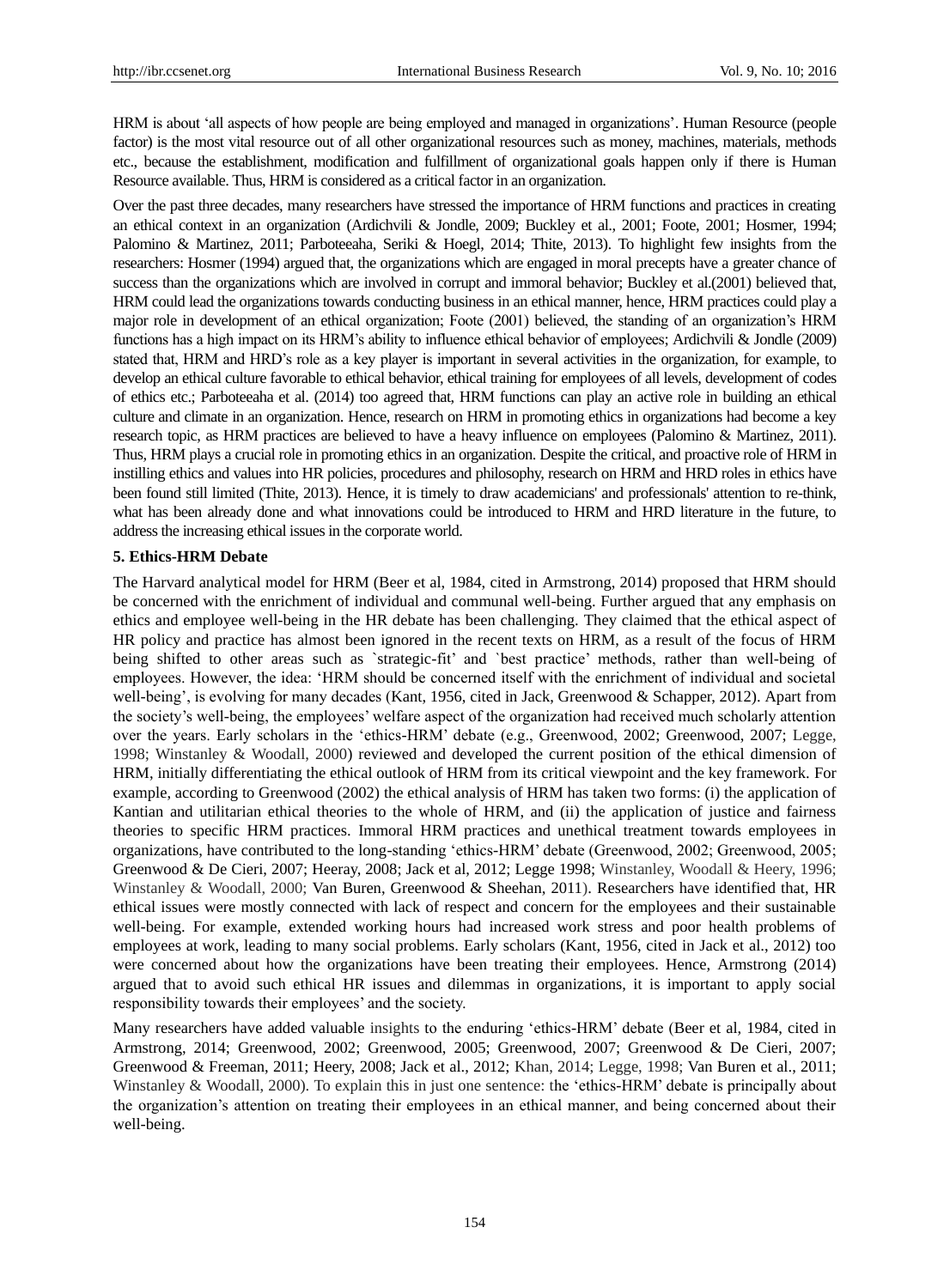HRM is about 'all aspects of how people are being employed and managed in organizations'. Human Resource (people factor) is the most vital resource out of all other organizational resources such as money, machines, materials, methods etc., because the establishment, modification and fulfillment of organizational goals happen only if there is Human Resource available. Thus, HRM is considered as a critical factor in an organization.

Over the past three decades, many researchers have stressed the importance of HRM functions and practices in creating an ethical context in an organization (Ardichvili & Jondle, 2009; Buckley et al., 2001; Foote, 2001; Hosmer, 1994; Palomino & Martinez, 2011; Parboteeaha, Seriki & Hoegl, 2014; Thite, 2013). To highlight few insights from the researchers: Hosmer (1994) argued that, the organizations which are engaged in moral precepts have a greater chance of success than the organizations which are involved in corrupt and immoral behavior; Buckley et al.(2001) believed that, HRM could lead the organizations towards conducting business in an ethical manner, hence, HRM practices could play a major role in development of an ethical organization; Foote (2001) believed, the standing of an organization's HRM functions has a high impact on its HRM's ability to influence ethical behavior of employees; Ardichvili & Jondle (2009) stated that, HRM and HRD's role as a key player is important in several activities in the organization, for example, to develop an ethical culture favorable to ethical behavior, ethical training for employees of all levels, development of codes of ethics etc.; Parboteeaha et al. (2014) too agreed that, HRM functions can play an active role in building an ethical culture and climate in an organization. Hence, research on HRM in promoting ethics in organizations had become a key research topic, as HRM practices are believed to have a heavy influence on employees (Palomino & Martinez, 2011). Thus, HRM plays a crucial role in promoting ethics in an organization. Despite the critical, and proactive role of HRM in instilling ethics and values into HR policies, procedures and philosophy, research on HRM and HRD roles in ethics have been found still limited (Thite, 2013). Hence, it is timely to draw academicians' and professionals' attention to re-think, what has been already done and what innovations could be introduced to HRM and HRD literature in the future, to address the increasing ethical issues in the corporate world.

## 5. Ethics-HRM Debate

The Harvard analytical model for HRM (Beer et al, 1984, cited in Armstrong, 2014) proposed that HRM should be concerned with the enrichment of individual and communal well-being. Further argued that any emphasis on ethics and employee well-being in the HR debate has been challenging. They claimed that the ethical aspect of HR policy and practice has almost been ignored in the recent texts on HRM, as a result of the focus of HRM being shifted to other areas such as `strategic-fit' and `best practice' methods, rather than well-being of employees. However, the idea: 'HRM should be concerned itself with the enrichment of individual and societal well-being', is evolving for many decades (Kant, 1956, cited in Jack, Greenwood & Schapper, 2012). Apart from the society's well-being, the employees' welfare aspect of the organization had received much scholarly attention over the years. Early scholars in the 'ethics-HRM' debate (e.g., Greenwood, 2002; Greenwood, 2007; Legge, 1998; Winstanley & Woodall, 2000) reviewed and developed the current position of the ethical dimension of HRM, initially differentiating the ethical outlook of HRM from its critical viewpoint and the key framework. For example, according to Greenwood (2002) the ethical analysis of HRM has taken two forms: (i) the application of Kantian and utilitarian ethical theories to the whole of HRM, and (ii) the application of justice and fairness theories to specific HRM practices. Immoral HRM practices and unethical treatment towards employees in organizations, have contributed to the long-standing 'ethics-HRM' debate (Greenwood, 2002; Greenwood, 2005; Greenwood & De Cieri, 2007; Heeray, 2008; Jack et al, 2012; Legge 1998; Winstanley, Woodall & Heery, 1996; Winstanley & Woodall, 2000; Van Buren, Greenwood & Sheehan, 2011). Researchers have identified that, HR ethical issues were mostly connected with lack of respect and concern for the employees and their sustainable well-being. For example, extended working hours had increased work stress and poor health problems of employees at work, leading to many social problems. Early scholars (Kant, 1956, cited in Jack et al., 2012) too were concerned about how the organizations have been treating their employees. Hence, Armstrong (2014) argued that to avoid such ethical HR issues and dilemmas in organizations, it is important to apply social responsibility towards their employees' and the society.

Many researchers have added valuable insights to the enduring 'ethics-HRM' debate (Beer et al, 1984, cited in Armstrong, 2014; Greenwood, 2002; Greenwood, 2005; Greenwood, 2007; Greenwood & De Cieri, 2007; Greenwood & Freeman, 2011; Heery, 2008; Jack et al., 2012; Khan, 2014; Legge, 1998; Van Buren et al., 2011; Winstanley & Woodall, 2000). To explain this in just one sentence: the 'ethics-HRM' debate is principally about the organization's attention on treating their employees in an ethical manner, and being concerned about their well-being.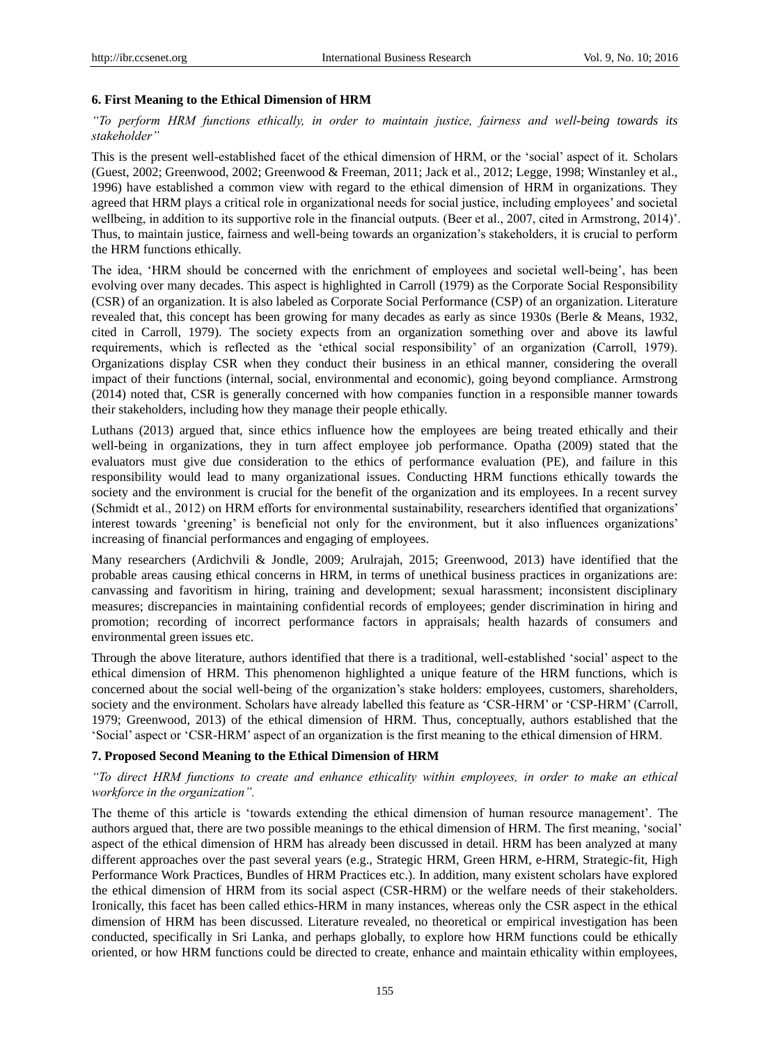### 6. First Meaning to the Ethical Dimension of HRM

*"To perform HRM functions ethically, in order to maintain justice, fairness and well-being towards its stakeholder"*

This is the present well-established facet of the ethical dimension of HRM, or the 'social' aspect of it. Scholars (Guest, 2002; Greenwood, 2002; Greenwood & Freeman, 2011; Jack et al., 2012; Legge, 1998; Winstanley et al., 1996) have established a common view with regard to the ethical dimension of HRM in organizations. They agreed that HRM plays a critical role in organizational needs for social justice, including employees' and societal wellbeing, in addition to its supportive role in the financial outputs. (Beer et al., 2007, cited in Armstrong, 2014)'. Thus, to maintain justice, fairness and well-being towards an organization's stakeholders, it is crucial to perform the HRM functions ethically.

The idea, 'HRM should be concerned with the enrichment of employees and societal well-being', has been evolving over many decades. This aspect is highlighted in Carroll (1979) as the Corporate Social Responsibility (CSR) of an organization. It is also labeled as Corporate Social Performance (CSP) of an organization. Literature revealed that, this concept has been growing for many decades as early as since 1930s (Berle & Means, 1932, cited in Carroll, 1979). The society expects from an organization something over and above its lawful requirements, which is reflected as the 'ethical social responsibility' of an organization (Carroll, 1979). Organizations display CSR when they conduct their business in an ethical manner, considering the overall impact of their functions (internal, social, environmental and economic), going beyond compliance. Armstrong (2014) noted that, CSR is generally concerned with how companies function in a responsible manner towards their stakeholders, including how they manage their people ethically.

Luthans (2013) argued that, since ethics influence how the employees are being treated ethically and their well-being in organizations, they in turn affect employee job performance. Opatha (2009) stated that the evaluators must give due consideration to the ethics of performance evaluation (PE), and failure in this responsibility would lead to many organizational issues. Conducting HRM functions ethically towards the society and the environment is crucial for the benefit of the organization and its employees. In a recent survey (Schmidt et al., 2012) on HRM efforts for environmental sustainability, researchers identified that organizations' interest towards 'greening' is beneficial not only for the environment, but it also influences organizations' increasing of financial performances and engaging of employees.

Many researchers (Ardichvili & Jondle, 2009; Arulrajah, 2015; Greenwood, 2013) have identified that the probable areas causing ethical concerns in HRM, in terms of unethical business practices in organizations are: canvassing and favoritism in hiring, training and development; sexual harassment; inconsistent disciplinary measures; discrepancies in maintaining confidential records of employees; gender discrimination in hiring and promotion; recording of incorrect performance factors in appraisals; health hazards of consumers and environmental green issues etc.

Through the above literature, authors identified that there is a traditional, well-established 'social' aspect to the ethical dimension of HRM. This phenomenon highlighted a unique feature of the HRM functions, which is concerned about the social well-being of the organization's stake holders: employees, customers, shareholders, society and the environment. Scholars have already labelled this feature as 'CSR-HRM' or 'CSP-HRM' (Carroll, 1979; Greenwood, 2013) of the ethical dimension of HRM. Thus, conceptually, authors established that the 'Social' aspect or 'CSR-HRM' aspect of an organization is the first meaning to the ethical dimension of HRM.

### 7. Proposed Second Meaning to the Ethical Dimension of HRM

*"To direct HRM functions to create and enhance ethicality within employees, in order to make an ethical workforce in the organization".*

The theme of this article is 'towards extending the ethical dimension of human resource management'. The authors argued that, there are two possible meanings to the ethical dimension of HRM. The first meaning, 'social' aspect of the ethical dimension of HRM has already been discussed in detail. HRM has been analyzed at many different approaches over the past several years (e.g., Strategic HRM, Green HRM, e-HRM, Strategic-fit, High Performance Work Practices, Bundles of HRM Practices etc.). In addition, many existent scholars have explored the ethical dimension of HRM from its social aspect (CSR-HRM) or the welfare needs of their stakeholders. Ironically, this facet has been called ethics-HRM in many instances, whereas only the CSR aspect in the ethical dimension of HRM has been discussed. Literature revealed, no theoretical or empirical investigation has been conducted, specifically in Sri Lanka, and perhaps globally, to explore how HRM functions could be ethically oriented, or how HRM functions could be directed to create, enhance and maintain ethicality within employees,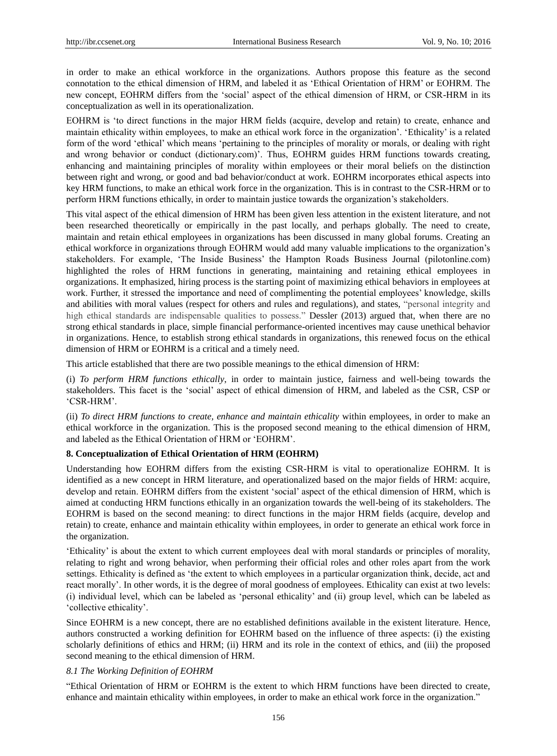in order to make an ethical workforce in the organizations. Authors propose this feature as the second connotation to the ethical dimension of HRM, and labeled it as 'Ethical Orientation of HRM' or EOHRM. The new concept, EOHRM differs from the 'social' aspect of the ethical dimension of HRM, or CSR-HRM in its conceptualization as well in its operationalization.

EOHRM is 'to direct functions in the major HRM fields (acquire, develop and retain) to create, enhance and maintain ethicality within employees, to make an ethical work force in the organization'. 'Ethicality' is a related form of the word 'ethical' which means 'pertaining to the principles of morality or morals, or dealing with right and wrong behavior or conduct (dictionary.com)'. Thus, EOHRM guides HRM functions towards creating, enhancing and maintaining principles of morality within employees or their moral beliefs on the distinction between right and wrong, or good and bad behavior/conduct at work. EOHRM incorporates ethical aspects into key HRM functions, to make an ethical work force in the organization. This is in contrast to the CSR-HRM or to perform HRM functions ethically, in order to maintain justice towards the organization's stakeholders.

This vital aspect of the ethical dimension of HRM has been given less attention in the existent literature, and not been researched theoretically or empirically in the past locally, and perhaps globally. The need to create, maintain and retain ethical employees in organizations has been discussed in many global forums. Creating an ethical workforce in organizations through EOHRM would add many valuable implications to the organization's stakeholders. For example, 'The Inside Business' the Hampton Roads Business Journal (pilotonline.com) highlighted the roles of HRM functions in generating, maintaining and retaining ethical employees in organizations. It emphasized, hiring process is the starting point of maximizing ethical behaviors in employees at work. Further, it stressed the importance and need of complimenting the potential employees' knowledge, skills and abilities with moral values (respect for others and rules and regulations), and states, "personal integrity and high ethical standards are indispensable qualities to possess." Dessler (2013) argued that, when there are no strong ethical standards in place, simple financial performance-oriented incentives may cause unethical behavior in organizations. Hence, to establish strong ethical standards in organizations, this renewed focus on the ethical dimension of HRM or EOHRM is a critical and a timely need.

This article established that there are two possible meanings to the ethical dimension of HRM:

(i) *To perform HRM functions ethically*, in order to maintain justice, fairness and well-being towards the stakeholders. This facet is the 'social' aspect of ethical dimension of HRM, and labeled as the CSR, CSP or 'CSR-HRM'.

(ii) *To direct HRM functions to create, enhance and maintain ethicality* within employees, in order to make an ethical workforce in the organization. This is the proposed second meaning to the ethical dimension of HRM, and labeled as the Ethical Orientation of HRM or 'EOHRM'.

**8. Conceptualization of Ethical Orientation of HRM (EOHRM)**

Understanding how EOHRM differs from the existing CSR-HRM is vital to operationalize EOHRM. It is identified as a new concept in HRM literature, and operationalized based on the major fields of HRM: acquire, develop and retain. EOHRM differs from the existent 'social' aspect of the ethical dimension of HRM, which is aimed at conducting HRM functions ethically in an organization towards the well-being of its stakeholders. The EOHRM is based on the second meaning: to direct functions in the major HRM fields (acquire, develop and retain) to create, enhance and maintain ethicality within employees, in order to generate an ethical work force in the organization.

'Ethicality' is about the extent to which current employees deal with moral standards or principles of morality, relating to right and wrong behavior, when performing their official roles and other roles apart from the work settings. Ethicality is defined as 'the extent to which employees in a particular organization think, decide, act and react morally'. In other words, it is the degree of moral goodness of employees. Ethicality can exist at two levels: (i) individual level, which can be labeled as 'personal ethicality' and (ii) group level, which can be labeled as 'collective ethicality'.

Since EOHRM is a new concept, there are no established definitions available in the existent literature. Hence, authors constructed a working definition for EOHRM based on the influence of three aspects: (i) the existing scholarly definitions of ethics and HRM; (ii) HRM and its role in the context of ethics, and (iii) the proposed second meaning to the ethical dimension of HRM.

*8.1 The Working Definition of EOHRM*

"Ethical Orientation of HRM or EOHRM is the extent to which HRM functions have been directed to create, enhance and maintain ethicality within employees, in order to make an ethical work force in the organization."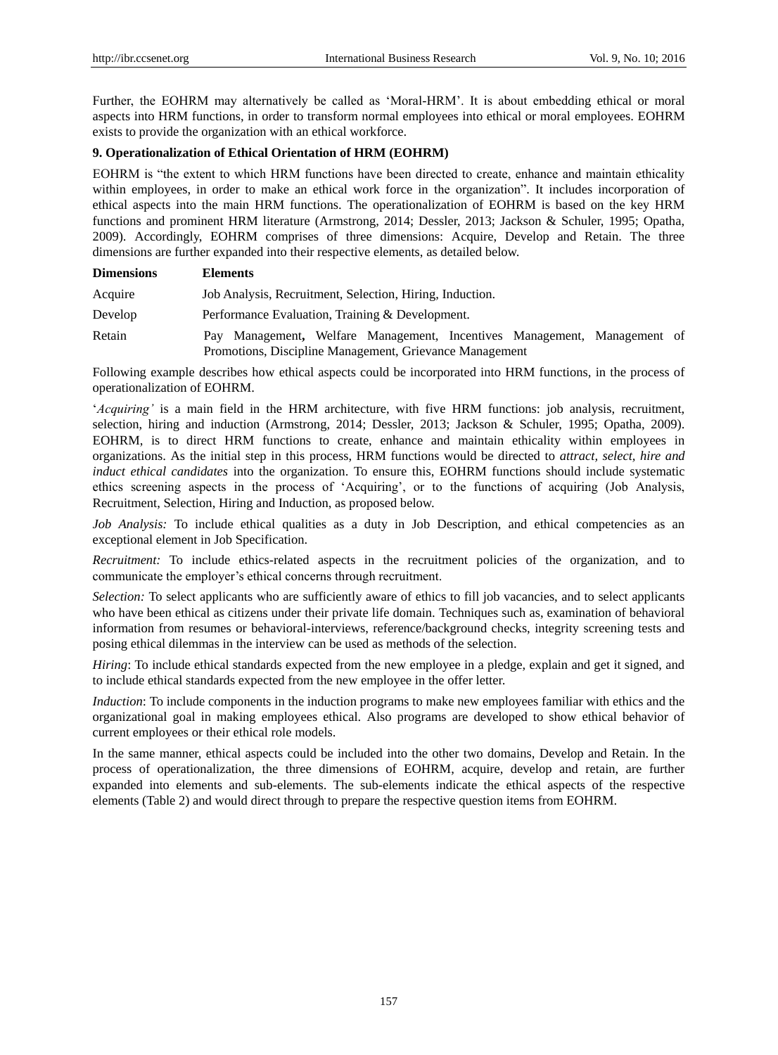Further, the EOHRM may alternatively be called as 'Moral-HRM'. It is about embedding ethical or moral aspects into HRM functions, in order to transform normal employees into ethical or moral employees. EOHRM exists to provide the organization with an ethical workforce.

**9. Operationalization of Ethical Orientation of HRM (EOHRM)**

EOHRM is "the extent to which HRM functions have been directed to create, enhance and maintain ethicality within employees, in order to make an ethical work force in the organization". It includes incorporation of ethical aspects into the main HRM functions. The operationalization of EOHRM is based on the key HRM functions and prominent HRM literature (Armstrong, 2014; Dessler, 2013; Jackson & Schuler, 1995; Opatha, 2009). Accordingly, EOHRM comprises of three dimensions: Acquire, Develop and Retain. The three dimensions are further expanded into their respective elements, as detailed below.

| **Dimensions** | **Elements** |
| --- | --- |
| Acquire | Job Analysis, Recruitment, Selection, Hiring, Induction. |
| Develop | Performance Evaluation, Training & Development. |
| Retain | Pay Management**,** Welfare Management, Incentives Management, Management of Promotions, Discipline Management, Grievance Management |

Following example describes how ethical aspects could be incorporated into HRM functions, in the process of operationalization of EOHRM.

'*Acquiring'* is a main field in the HRM architecture, with five HRM functions: job analysis, recruitment, selection, hiring and induction (Armstrong, 2014; Dessler, 2013; Jackson & Schuler, 1995; Opatha, 2009). EOHRM, is to direct HRM functions to create, enhance and maintain ethicality within employees in organizations. As the initial step in this process, HRM functions would be directed to *attract, select, hire and induct ethical candidates* into the organization. To ensure this, EOHRM functions should include systematic ethics screening aspects in the process of 'Acquiring', or to the functions of acquiring (Job Analysis, Recruitment, Selection, Hiring and Induction, as proposed below.

*Job Analysis:* To include ethical qualities as a duty in Job Description, and ethical competencies as an exceptional element in Job Specification.

*Recruitment:* To include ethics-related aspects in the recruitment policies of the organization, and to communicate the employer's ethical concerns through recruitment.

*Selection:* To select applicants who are sufficiently aware of ethics to fill job vacancies, and to select applicants who have been ethical as citizens under their private life domain. Techniques such as, examination of behavioral information from resumes or behavioral-interviews, reference/background checks, integrity screening tests and posing ethical dilemmas in the interview can be used as methods of the selection.

*Hiring*: To include ethical standards expected from the new employee in a pledge, explain and get it signed, and to include ethical standards expected from the new employee in the offer letter.

*Induction*: To include components in the induction programs to make new employees familiar with ethics and the organizational goal in making employees ethical. Also programs are developed to show ethical behavior of current employees or their ethical role models.

In the same manner, ethical aspects could be included into the other two domains, Develop and Retain. In the process of operationalization, the three dimensions of EOHRM, acquire, develop and retain, are further expanded into elements and sub-elements. The sub-elements indicate the ethical aspects of the respective elements (Table 2) and would direct through to prepare the respective question items from EOHRM.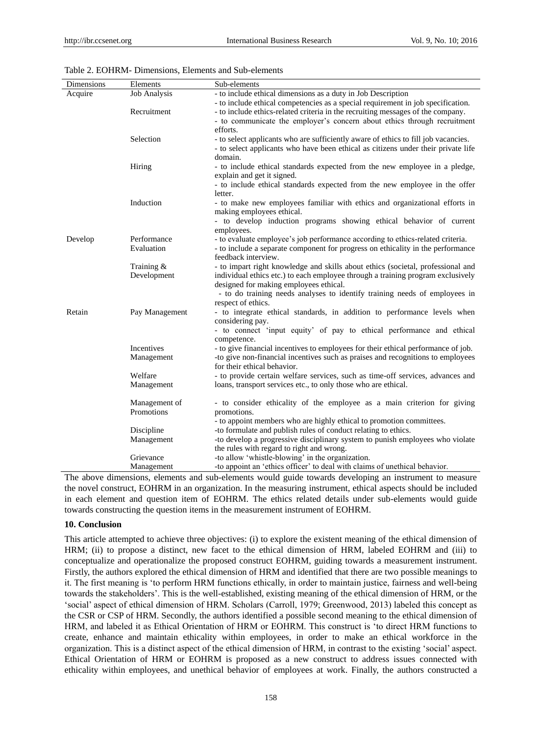Table 2. EOHRM- Dimensions, Elements and Sub-elements

| Dimensions | Elements | Sub-elements |
|---|---|---|
| Acquire | Job Analysis | - to include ethical dimensions as a duty in Job Description<br>- to include ethical competencies as a special requirement in job specification. |
| | Recruitment | - to include ethics-related criteria in the recruiting messages of the company.<br>- to communicate the employer's concern about ethics through recruitment efforts. |
| | Selection | - to select applicants who are sufficiently aware of ethics to fill job vacancies.<br>- to select applicants who have been ethical as citizens under their private life domain. |
| | Hiring | - to include ethical standards expected from the new employee in a pledge, explain and get it signed.<br>- to include ethical standards expected from the new employee in the offer letter. |
| | Induction | - to make new employees familiar with ethics and organizational efforts in making employees ethical.<br>- to develop induction programs showing ethical behavior of current employees. |
| Develop | Performance Evaluation | - to evaluate employee's job performance according to ethics-related criteria.<br>- to include a separate component for progress on ethicality in the performance feedback interview. |
| | Training & Development | - to impart right knowledge and skills about ethics (societal, professional and individual ethics etc.) to each employee through a training program exclusively designed for making employees ethical.<br>- to do training needs analyses to identify training needs of employees in respect of ethics. |
| Retain | Pay Management | - to integrate ethical standards, in addition to performance levels when considering pay.<br>- to connect 'input equity' of pay to ethical performance and ethical competence. |
| | Incentives Management | - to give financial incentives to employees for their ethical performance of job.<br>-to give non-financial incentives such as praises and recognitions to employees for their ethical behavior. |
| | Welfare Management | - to provide certain welfare services, such as time-off services, advances and loans, transport services etc., to only those who are ethical. |
| | Management of Promotions | - to consider ethicality of the employee as a main criterion for giving promotions.<br>- to appoint members who are highly ethical to promotion committees. |
| | Discipline Management | -to formulate and publish rules of conduct relating to ethics.<br>-to develop a progressive disciplinary system to punish employees who violate the rules with regard to right and wrong. |
| | Grievance Management | -to allow 'whistle-blowing' in the organization.<br>-to appoint an 'ethics officer' to deal with claims of unethical behavior. |

The above dimensions, elements and sub-elements would guide towards developing an instrument to measure the novel construct, EOHRM in an organization. In the measuring instrument, ethical aspects should be included in each element and question item of EOHRM. The ethics related details under sub-elements would guide towards constructing the question items in the measurement instrument of EOHRM.

## 10. Conclusion

This article attempted to achieve three objectives: (i) to explore the existent meaning of the ethical dimension of HRM; (ii) to propose a distinct, new facet to the ethical dimension of HRM, labeled EOHRM and (iii) to conceptualize and operationalize the proposed construct EOHRM, guiding towards a measurement instrument. Firstly, the authors explored the ethical dimension of HRM and identified that there are two possible meanings to it. The first meaning is 'to perform HRM functions ethically, in order to maintain justice, fairness and well-being towards the stakeholders'. This is the well-established, existing meaning of the ethical dimension of HRM, or the 'social' aspect of ethical dimension of HRM. Scholars (Carroll, 1979; Greenwood, 2013) labeled this concept as the CSR or CSP of HRM. Secondly, the authors identified a possible second meaning to the ethical dimension of HRM, and labeled it as Ethical Orientation of HRM or EOHRM. This construct is 'to direct HRM functions to create, enhance and maintain ethicality within employees, in order to make an ethical workforce in the organization. This is a distinct aspect of the ethical dimension of HRM, in contrast to the existing 'social' aspect. Ethical Orientation of HRM or EOHRM is proposed as a new construct to address issues connected with ethicality within employees, and unethical behavior of employees at work. Finally, the authors constructed a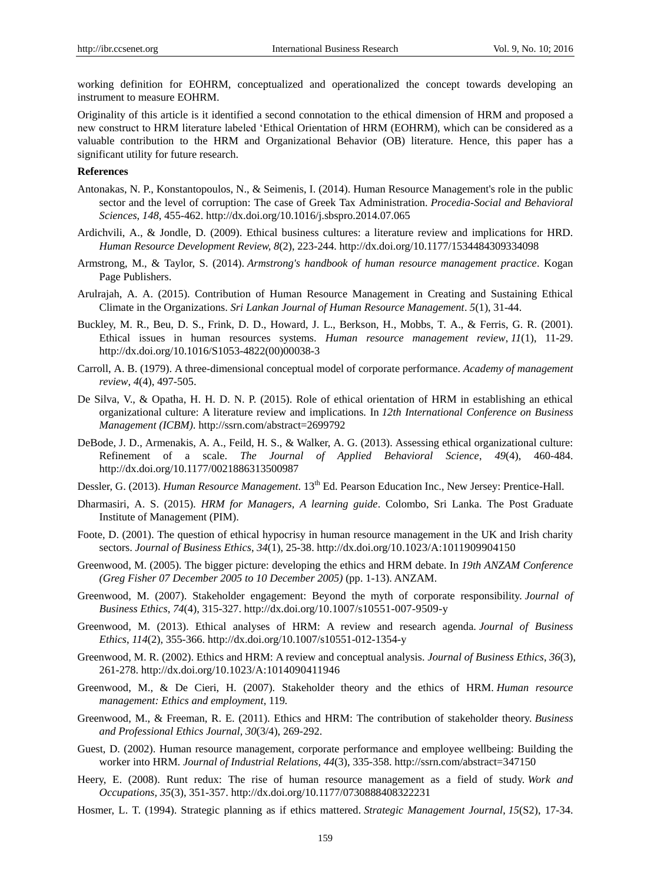working definition for EOHRM, conceptualized and operationalized the concept towards developing an instrument to measure EOHRM.

Originality of this article is it identified a second connotation to the ethical dimension of HRM and proposed a new construct to HRM literature labeled 'Ethical Orientation of HRM (EOHRM), which can be considered as a valuable contribution to the HRM and Organizational Behavior (OB) literature. Hence, this paper has a significant utility for future research.

**References**

Antonakas, N. P., Konstantopoulos, N., & Seimenis, I. (2014). Human Resource Management's role in the public sector and the level of corruption: The case of Greek Tax Administration. *Procedia-Social and Behavioral Sciences*, *148*, 455-462. http://dx.doi.org/10.1016/j.sbspro.2014.07.065

Ardichvili, A., & Jondle, D. (2009). Ethical business cultures: a literature review and implications for HRD. *Human Resource Development Review, 8*(2), 223-244. http://dx.doi.org/10.1177/1534484309334098

Armstrong, M., & Taylor, S. (2014). *Armstrong's handbook of human resource management practice*. Kogan Page Publishers.

Arulrajah, A. A. (2015). Contribution of Human Resource Management in Creating and Sustaining Ethical Climate in the Organizations. *Sri Lankan Journal of Human Resource Management*. *5*(1), 31-44.

Buckley, M. R., Beu, D. S., Frink, D. D., Howard, J. L., Berkson, H., Mobbs, T. A., & Ferris, G. R. (2001). Ethical issues in human resources systems. *Human resource management review*, *11*(1), 11-29. http://dx.doi.org/10.1016/S1053-4822(00)00038-3

Carroll, A. B. (1979). A three-dimensional conceptual model of corporate performance. *Academy of management review*, *4*(4), 497-505.

De Silva, V., & Opatha, H. H. D. N. P. (2015). Role of ethical orientation of HRM in establishing an ethical organizational culture: A literature review and implications. In *12th International Conference on Business Management (ICBM)*. http://ssrn.com/abstract=2699792

DeBode, J. D., Armenakis, A. A., Feild, H. S., & Walker, A. G. (2013). Assessing ethical organizational culture: Refinement of a scale. *The Journal of Applied Behavioral Science*, *49*(4), 460-484. http://dx.doi.org/10.1177/0021886313500987

Dessler, G. (2013). *Human Resource Management*. 13th Ed. Pearson Education Inc., New Jersey: Prentice-Hall.

Dharmasiri, A. S. (2015). *HRM for Managers, A learning guide*. Colombo, Sri Lanka. The Post Graduate Institute of Management (PIM).

Foote, D. (2001). The question of ethical hypocrisy in human resource management in the UK and Irish charity sectors. *Journal of Business Ethics*, *34*(1), 25-38. http://dx.doi.org/10.1023/A:1011909904150

Greenwood, M. (2005). The bigger picture: developing the ethics and HRM debate. In *19th ANZAM Conference (Greg Fisher 07 December 2005 to 10 December 2005)* (pp. 1-13). ANZAM.

Greenwood, M. (2007). Stakeholder engagement: Beyond the myth of corporate responsibility. *Journal of Business Ethics*, *74*(4), 315-327. http://dx.doi.org/10.1007/s10551-007-9509-y

Greenwood, M. (2013). Ethical analyses of HRM: A review and research agenda. *Journal of Business Ethics*, *114*(2), 355-366. http://dx.doi.org/10.1007/s10551-012-1354-y

Greenwood, M. R. (2002). Ethics and HRM: A review and conceptual analysis. *Journal of Business Ethics*, *36*(3), 261-278. http://dx.doi.org/10.1023/A:1014090411946

Greenwood, M., & De Cieri, H. (2007). Stakeholder theory and the ethics of HRM. *Human resource management: Ethics and employment*, 119.

Greenwood, M., & Freeman, R. E. (2011). Ethics and HRM: The contribution of stakeholder theory. *Business and Professional Ethics Journal, 30*(3/4), 269-292.

Guest, D. (2002). Human resource management, corporate performance and employee wellbeing: Building the worker into HRM. *Journal of Industrial Relations, 44*(3), 335-358. http://ssrn.com/abstract=347150

Heery, E. (2008). Runt redux: The rise of human resource management as a field of study. *Work and Occupations, 35*(3), 351-357. http://dx.doi.org/10.1177/0730888408322231

Hosmer, L. T. (1994). Strategic planning as if ethics mattered. *Strategic Management Journal*, *15*(S2), 17-34.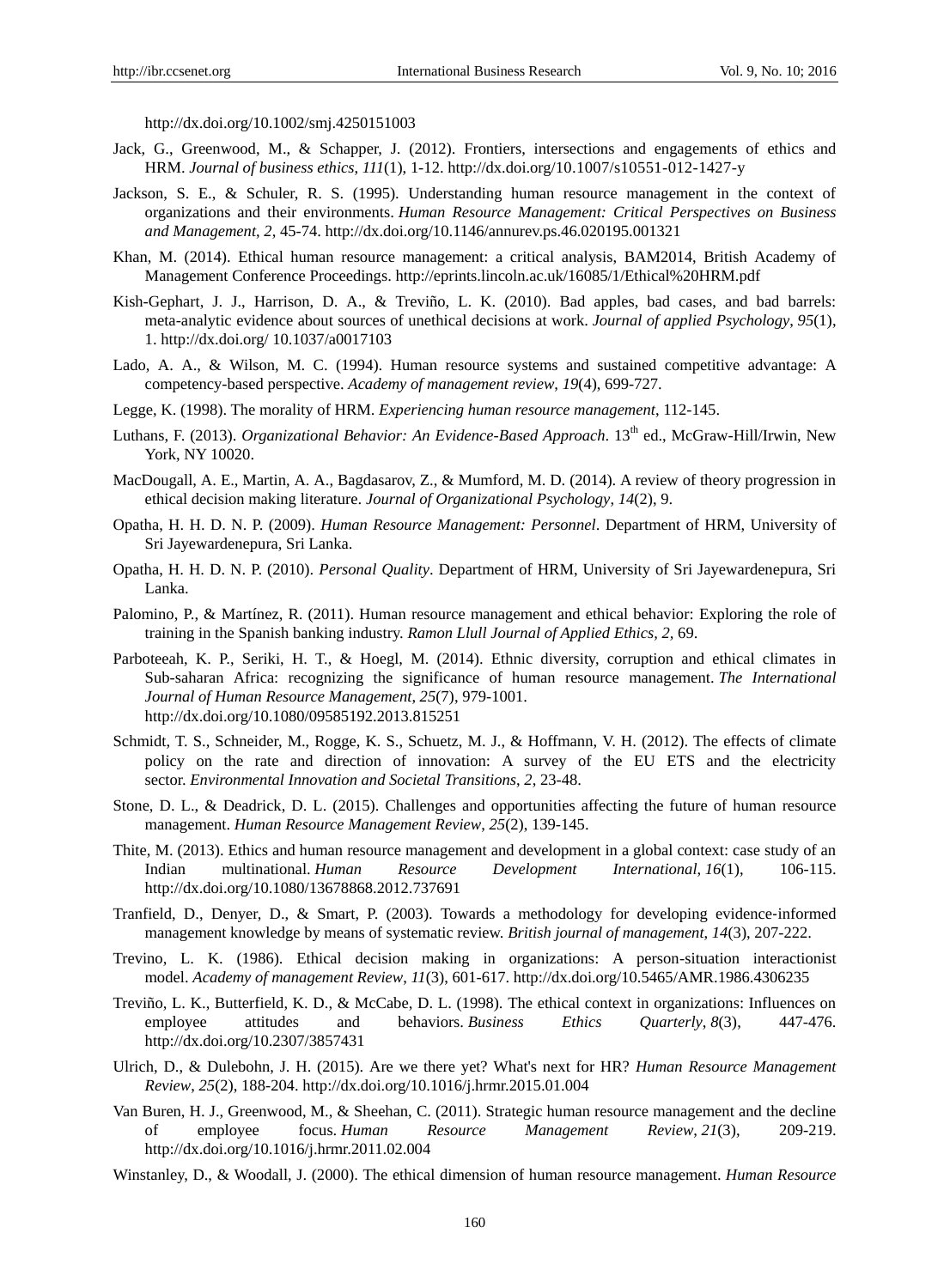http://dx.doi.org/10.1002/smj.4250151003

Jack, G., Greenwood, M., & Schapper, J. (2012). Frontiers, intersections and engagements of ethics and HRM. *Journal of business ethics*, *111*(1), 1-12. http://dx.doi.org/10.1007/s10551-012-1427-y

Jackson, S. E., & Schuler, R. S. (1995). Understanding human resource management in the context of organizations and their environments. *Human Resource Management: Critical Perspectives on Business and Management*, *2*, 45-74. http://dx.doi.org/10.1146/annurev.ps.46.020195.001321

Khan, M. (2014). Ethical human resource management: a critical analysis, BAM2014, British Academy of Management Conference Proceedings. http://eprints.lincoln.ac.uk/16085/1/Ethical%20HRM.pdf

Kish-Gephart, J. J., Harrison, D. A., & Treviño, L. K. (2010). Bad apples, bad cases, and bad barrels: meta-analytic evidence about sources of unethical decisions at work. *Journal of applied Psychology*, *95*(1), 1. http://dx.doi.org/ 10.1037/a0017103

Lado, A. A., & Wilson, M. C. (1994). Human resource systems and sustained competitive advantage: A competency-based perspective. *Academy of management review*, *19*(4), 699-727.

Legge, K. (1998). The morality of HRM. *Experiencing human resource management*, 112-145.

Luthans, F. (2013). *Organizational Behavior: An Evidence-Based Approach*. 13th ed., McGraw-Hill/Irwin, New York, NY 10020.

MacDougall, A. E., Martin, A. A., Bagdasarov, Z., & Mumford, M. D. (2014). A review of theory progression in ethical decision making literature. *Journal of Organizational Psychology*, *14*(2), 9.

Opatha, H. H. D. N. P. (2009). *Human Resource Management: Personnel*. Department of HRM, University of Sri Jayewardenepura, Sri Lanka.

Opatha, H. H. D. N. P. (2010). *Personal Quality*. Department of HRM, University of Sri Jayewardenepura, Sri Lanka.

Palomino, P., & Martínez, R. (2011). Human resource management and ethical behavior: Exploring the role of training in the Spanish banking industry. *Ramon Llull Journal of Applied Ethics, 2,* 69.

Parboteeah, K. P., Seriki, H. T., & Hoegl, M. (2014). Ethnic diversity, corruption and ethical climates in Sub-saharan Africa: recognizing the significance of human resource management. *The International Journal of Human Resource Management*, *25*(7), 979-1001. http://dx.doi.org/10.1080/09585192.2013.815251

Schmidt, T. S., Schneider, M., Rogge, K. S., Schuetz, M. J., & Hoffmann, V. H. (2012). The effects of climate policy on the rate and direction of innovation: A survey of the EU ETS and the electricity sector. *Environmental Innovation and Societal Transitions*, *2*, 23-48.

Stone, D. L., & Deadrick, D. L. (2015). Challenges and opportunities affecting the future of human resource management. *Human Resource Management Review*, *25*(2), 139-145.

Thite, M. (2013). Ethics and human resource management and development in a global context: case study of an Indian multinational. *Human Resource Development International*, *16*(1), 106-115. http://dx.doi.org/10.1080/13678868.2012.737691

Tranfield, D., Denyer, D., & Smart, P. (2003). Towards a methodology for developing evidence-informed management knowledge by means of systematic review. *British journal of management*, *14*(3), 207-222.

Trevino, L. K. (1986). Ethical decision making in organizations: A person-situation interactionist model. *Academy of management Review*, *11*(3), 601-617. http://dx.doi.org/10.5465/AMR.1986.4306235

Treviño, L. K., Butterfield, K. D., & McCabe, D. L. (1998). The ethical context in organizations: Influences on employee attitudes and behaviors. *Business Ethics Quarterly*, *8*(3), 447-476. http://dx.doi.org/10.2307/3857431

Ulrich, D., & Dulebohn, J. H. (2015). Are we there yet? What's next for HR? *Human Resource Management Review*, *25*(2), 188-204. http://dx.doi.org/10.1016/j.hrmr.2015.01.004

Van Buren, H. J., Greenwood, M., & Sheehan, C. (2011). Strategic human resource management and the decline of employee focus. *Human Resource Management Review*, *21*(3), 209-219. http://dx.doi.org/10.1016/j.hrmr.2011.02.004

Winstanley, D., & Woodall, J. (2000). The ethical dimension of human resource management. *Human Resource*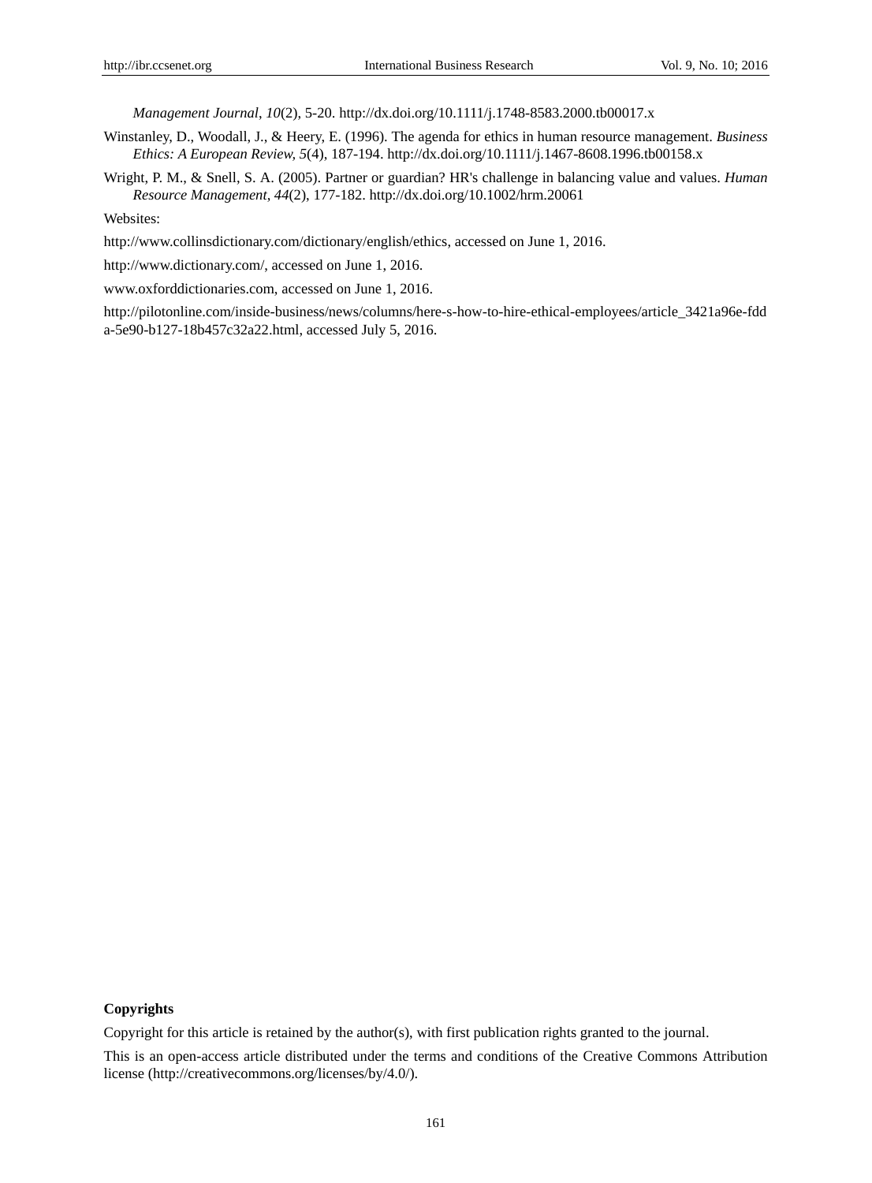*Management Journal*, *10*(2), 5-20. http://dx.doi.org/10.1111/j.1748-8583.2000.tb00017.x

Winstanley, D., Woodall, J., & Heery, E. (1996). The agenda for ethics in human resource management. *Business Ethics: A European Review, 5*(4), 187-194. http://dx.doi.org/10.1111/j.1467-8608.1996.tb00158.x

Wright, P. M., & Snell, S. A. (2005). Partner or guardian? HR's challenge in balancing value and values. *Human Resource Management*, *44*(2), 177-182. http://dx.doi.org/10.1002/hrm.20061

Websites:

http://www.collinsdictionary.com/dictionary/english/ethics, accessed on June 1, 2016.

http://www.dictionary.com/, accessed on June 1, 2016.

www.oxforddictionaries.com, accessed on June 1, 2016.

http://pilotonline.com/inside-business/news/columns/here-s-how-to-hire-ethical-employees/article_3421a96e-fdda-5e90-b127-18b457c32a22.html, accessed July 5, 2016.

**Copyrights**

Copyright for this article is retained by the author(s), with first publication rights granted to the journal.

This is an open-access article distributed under the terms and conditions of the Creative Commons Attribution license (http://creativecommons.org/licenses/by/4.0/).